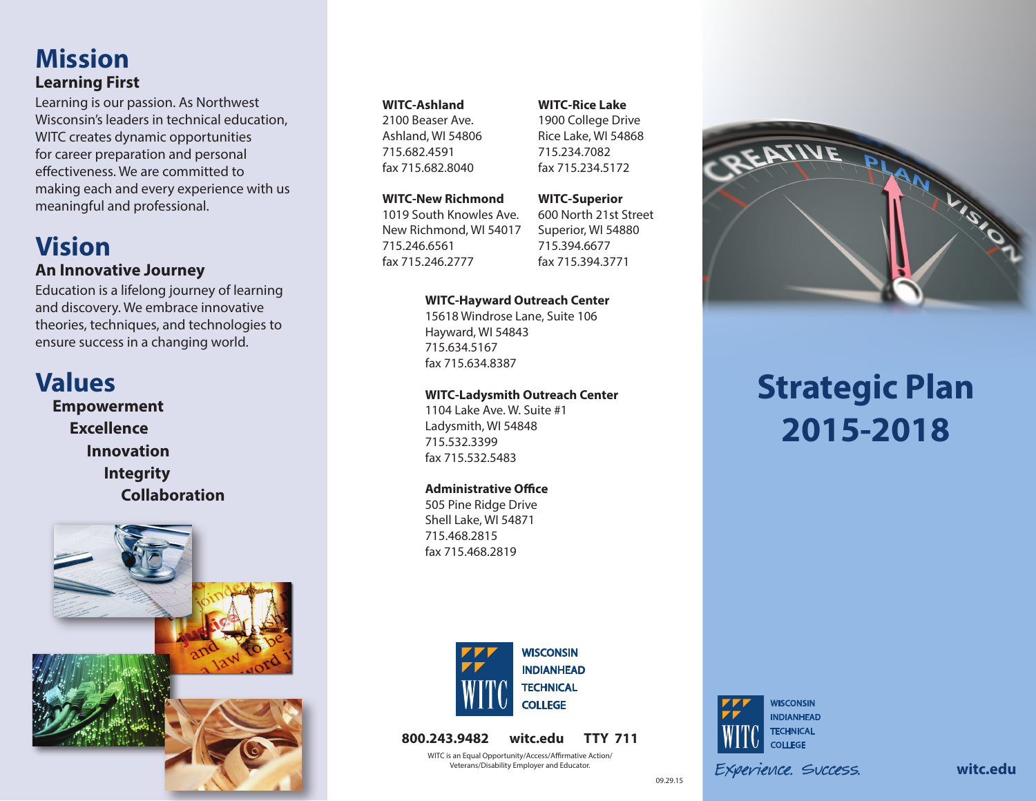# Mission

### Learning First

Learning is our passion. As Northwest Wisconsin's leaders in technical education, WITC creates dynamic opportunities for career preparation and personal effectiveness. We are committed to making each and every experience with us meaningful and professional.

# Vision

### An Innovative Journey

Education is a lifelong journey of learning and discovery. We embrace innovative theories, techniques, and technologies to ensure success in a changing world.

# Values

**Empowerment**
**Excellence**
**Innovation**
**Integrity**
**Collaboration**

**WITC-Ashland**
2100 Beaser Ave.
Ashland, WI 54806
715.682.4591
fax 715.682.8040

**WITC-Rice Lake**
1900 College Drive
Rice Lake, WI 54868
715.234.7082
fax 715.234.5172

**WITC-New Richmond**
1019 South Knowles Ave.
New Richmond, WI 54017
715.246.6561
fax 715.246.2777

**WITC-Superior**
600 North 21st Street
Superior, WI 54880
715.394.6677
fax 715.394.3771

**WITC-Hayward Outreach Center**
15618 Windrose Lane, Suite 106
Hayward, WI 54843
715.634.5167
fax 715.634.8387

**WITC-Ladysmith Outreach Center**
1104 Lake Ave. W. Suite #1
Ladysmith, WI 54848
715.532.3399
fax 715.532.5483

**Administrative Office**
505 Pine Ridge Drive
Shell Lake, WI 54871
715.468.2815
fax 715.468.2819

WITC
WISCONSIN INDIANHEAD TECHNICAL COLLEGE

**800.243.9482 witc.edu TTY 711**

WITC is an Equal Opportunity/Access/Affirmative Action/ Veterans/Disability Employer and Educator.

09.29.15

CREATIVE PLAN VISION

# Strategic Plan 2015-2018

WITC
WISCONSIN INDIANHEAD TECHNICAL COLLEGE

*Experience. Success.*

**witc.edu**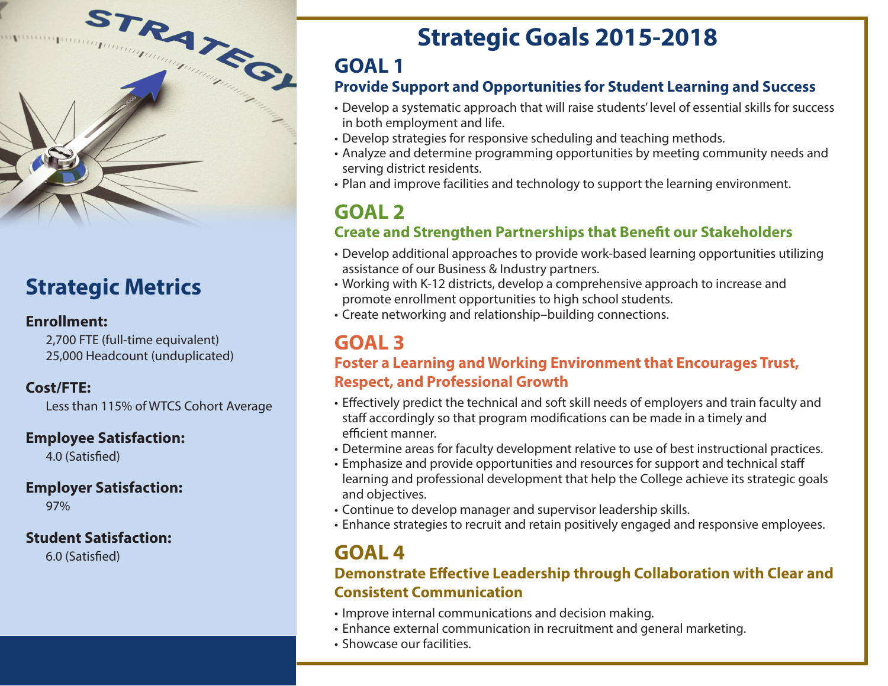## Strategic Metrics

**Enrollment:**

2,700 FTE (full-time equivalent)
25,000 Headcount (unduplicated)

**Cost/FTE:**

Less than 115% of WTCS Cohort Average

**Employee Satisfaction:**

4.0 (Satisfied)

**Employer Satisfaction:**

97%

**Student Satisfaction:**

6.0 (Satisfied)

# Strategic Goals 2015-2018

## GOAL 1

### Provide Support and Opportunities for Student Learning and Success

- Develop a systematic approach that will raise students' level of essential skills for success in both employment and life.
- Develop strategies for responsive scheduling and teaching methods.
- Analyze and determine programming opportunities by meeting community needs and serving district residents.
- Plan and improve facilities and technology to support the learning environment.

## GOAL 2

### Create and Strengthen Partnerships that Benefit our Stakeholders

- Develop additional approaches to provide work-based learning opportunities utilizing assistance of our Business & Industry partners.
- Working with K-12 districts, develop a comprehensive approach to increase and promote enrollment opportunities to high school students.
- Create networking and relationship–building connections.

## GOAL 3

### Foster a Learning and Working Environment that Encourages Trust, Respect, and Professional Growth

- Effectively predict the technical and soft skill needs of employers and train faculty and staff accordingly so that program modifications can be made in a timely and efficient manner.
- Determine areas for faculty development relative to use of best instructional practices.
- Emphasize and provide opportunities and resources for support and technical staff learning and professional development that help the College achieve its strategic goals and objectives.
- Continue to develop manager and supervisor leadership skills.
- Enhance strategies to recruit and retain positively engaged and responsive employees.

## GOAL 4

### Demonstrate Effective Leadership through Collaboration with Clear and Consistent Communication

- Improve internal communications and decision making.
- Enhance external communication in recruitment and general marketing.
- Showcase our facilities.